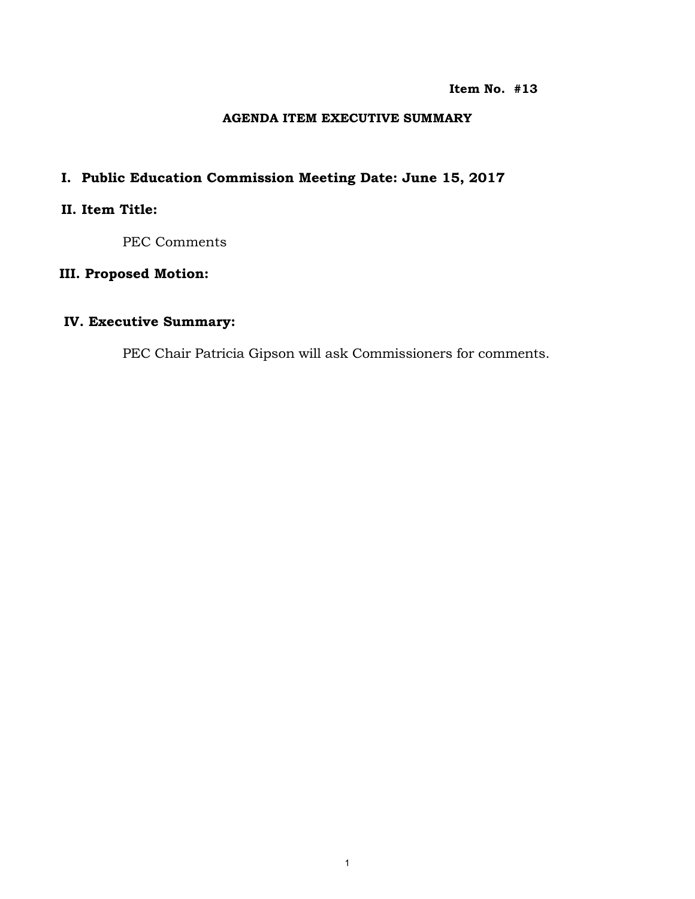**Item No. #13**

**AGENDA ITEM EXECUTIVE SUMMARY**

## I. Public Education Commission Meeting Date: June 15, 2017

## II. Item Title:

PEC Comments

## III. Proposed Motion:

## IV. Executive Summary:

PEC Chair Patricia Gipson will ask Commissioners for comments.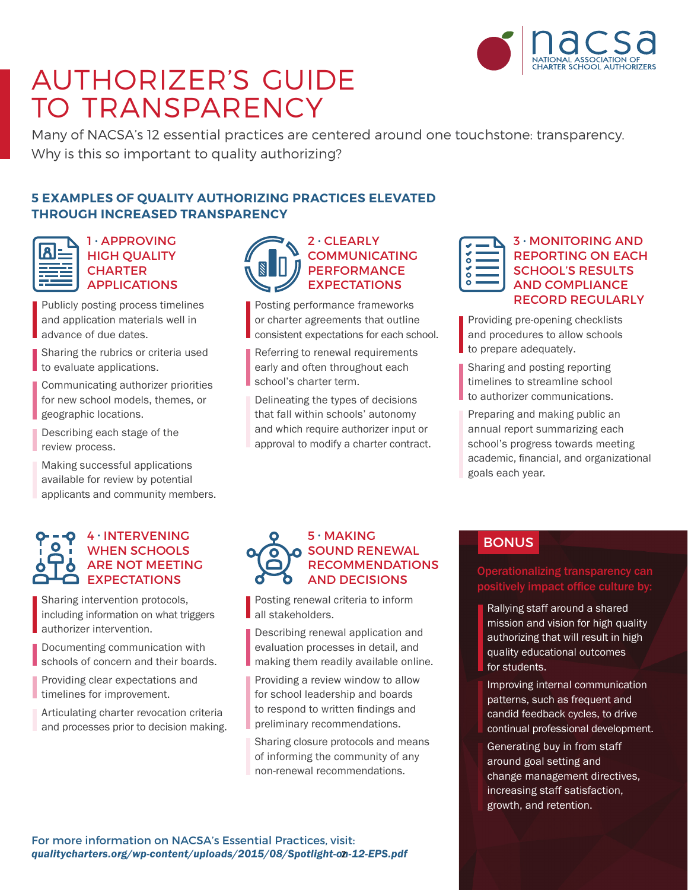# AUTHORIZER'S GUIDE TO TRANSPARENCY

Many of NACSA's 12 essential practices are centered around one touchstone: transparency. Why is this so important to quality authorizing?

## 5 EXAMPLES OF QUALITY AUTHORIZING PRACTICES ELEVATED THROUGH INCREASED TRANSPARENCY

### 1 · APPROVING HIGH QUALITY CHARTER APPLICATIONS

- Publicly posting process timelines and application materials well in advance of due dates.
- Sharing the rubrics or criteria used to evaluate applications.
- Communicating authorizer priorities for new school models, themes, or geographic locations.
- Describing each stage of the review process.
- Making successful applications available for review by potential applicants and community members.

### 2 · CLEARLY COMMUNICATING PERFORMANCE EXPECTATIONS

- Posting performance frameworks or charter agreements that outline consistent expectations for each school.
- Referring to renewal requirements early and often throughout each school's charter term.
- Delineating the types of decisions that fall within schools' autonomy and which require authorizer input or approval to modify a charter contract.

### 3 · MONITORING AND REPORTING ON EACH SCHOOL'S RESULTS AND COMPLIANCE RECORD REGULARLY

- Providing pre-opening checklists and procedures to allow schools to prepare adequately.
- Sharing and posting reporting timelines to streamline school to authorizer communications.
- Preparing and making public an annual report summarizing each school's progress towards meeting academic, financial, and organizational goals each year.

### 4 · INTERVENING WHEN SCHOOLS ARE NOT MEETING EXPECTATIONS

- Sharing intervention protocols, including information on what triggers authorizer intervention.
- Documenting communication with schools of concern and their boards.
- Providing clear expectations and timelines for improvement.
- Articulating charter revocation criteria and processes prior to decision making.

### 5 · MAKING SOUND RENEWAL RECOMMENDATIONS AND DECISIONS

- Posting renewal criteria to inform all stakeholders.
- Describing renewal application and evaluation processes in detail, and making them readily available online.
- Providing a review window to allow for school leadership and boards to respond to written findings and preliminary recommendations.
- Sharing closure protocols and means of informing the community of any non-renewal recommendations.

### BONUS

**Operationalizing transparency can positively impact office culture by:**

- Rallying staff around a shared mission and vision for high quality authorizing that will result in high quality educational outcomes for students.
- Improving internal communication patterns, such as frequent and candid feedback cycles, to drive continual professional development.
- Generating buy in from staff around goal setting and change management directives, increasing staff satisfaction, growth, and retention.

For more information on NACSA's Essential Practices, visit:
***qualitycharters.org/wp-content/uploads/2015/08/Spotlight-on-12-EPS.pdf***